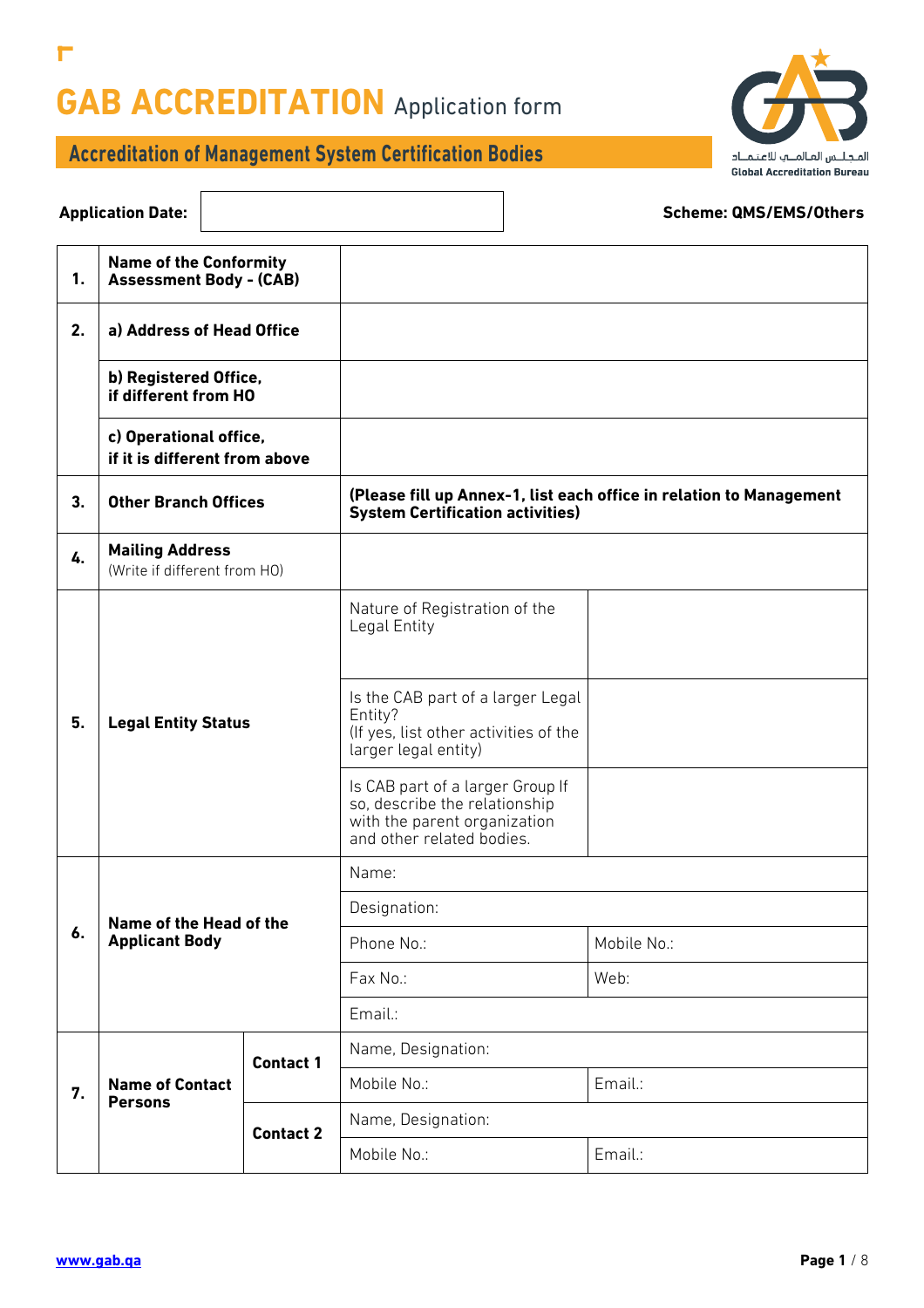# GAB ACCREDITATION Application form

## Accreditation of Management System Certification Bodies

المجلس العالمي للاعتماد
Global Accreditation Bureau

**Application Date:** ____________________ **Scheme: QMS/EMS/Others**

| | | | | |
|---|---|---|---|---|
| **1.** | **Name of the Conformity Assessment Body - (CAB)** | | | |
| **2.** | **a) Address of Head Office** | | | |
| | **b) Registered Office, if different from HO** | | | |
| | **c) Operational office, if it is different from above** | | | |
| **3.** | **Other Branch Offices** | | **(Please fill up Annex-1, list each office in relation to Management System Certification activities)** | |
| **4.** | **Mailing Address** (Write if different from HO) | | | |
| **5.** | **Legal Entity Status** | | Nature of Registration of the Legal Entity | |
| | | | Is the CAB part of a larger Legal Entity? (If yes, list other activities of the larger legal entity) | |
| | | | Is CAB part of a larger Group If so, describe the relationship with the parent organization and other related bodies. | |
| **6.** | **Name of the Head of the Applicant Body** | | Name: | |
| | | | Designation: | |
| | | | Phone No.: | Mobile No.: |
| | | | Fax No.: | Web: |
| | | | Email.: | |
| **7.** | **Name of Contact Persons** | **Contact 1** | Name, Designation: | |
| | | | Mobile No.: | Email.: |
| | | **Contact 2** | Name, Designation: | |
| | | | Mobile No.: | Email.: |

www.gab.qa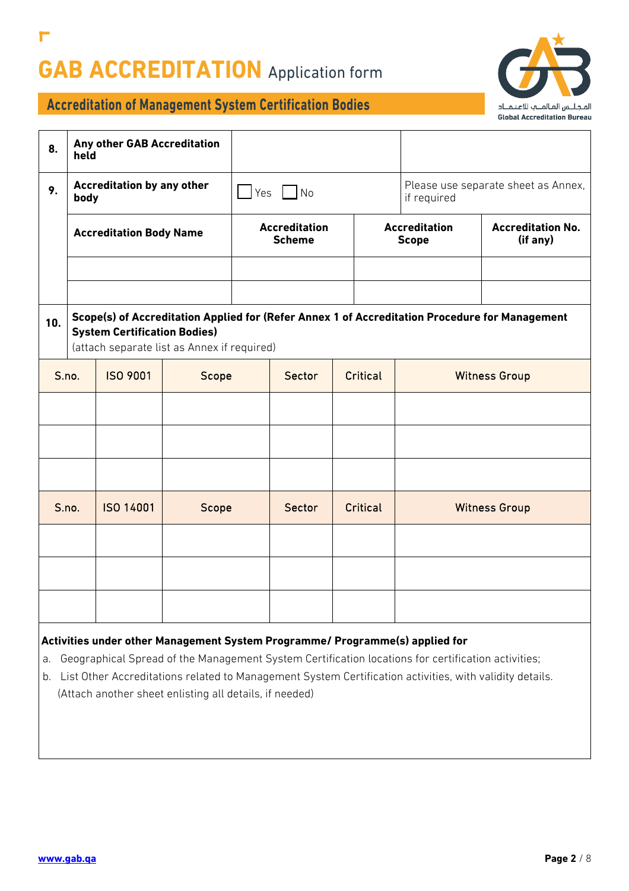# GAB ACCREDITATION Application form

## Accreditation of Management System Certification Bodies

| 8. | Any other GAB Accreditation held | | | |
|---|---|---|---|---|
| 9. | Accreditation by any other body | ☐ Yes ☐ No | | Please use separate sheet as Annex, if required |
| | **Accreditation Body Name** | **Accreditation Scheme** | **Accreditation Scope** | **Accreditation No. (if any)** |
| | | | | |
| | | | | |

**10. Scope(s) of Accreditation Applied for (Refer Annex 1 of Accreditation Procedure for Management System Certification Bodies)**
(attach separate list as Annex if required)

| S.no. | ISO 9001 | Scope | Sector | Critical | Witness Group |
|---|---|---|---|---|---|
| | | | | | |
| | | | | | |
| | | | | | |

| S.no. | ISO 14001 | Scope | Sector | Critical | Witness Group |
|---|---|---|---|---|---|
| | | | | | |
| | | | | | |
| | | | | | |

**Activities under other Management System Programme/ Programme(s) applied for**

a. Geographical Spread of the Management System Certification locations for certification activities;

b. List Other Accreditations related to Management System Certification activities, with validity details. (Attach another sheet enlisting all details, if needed)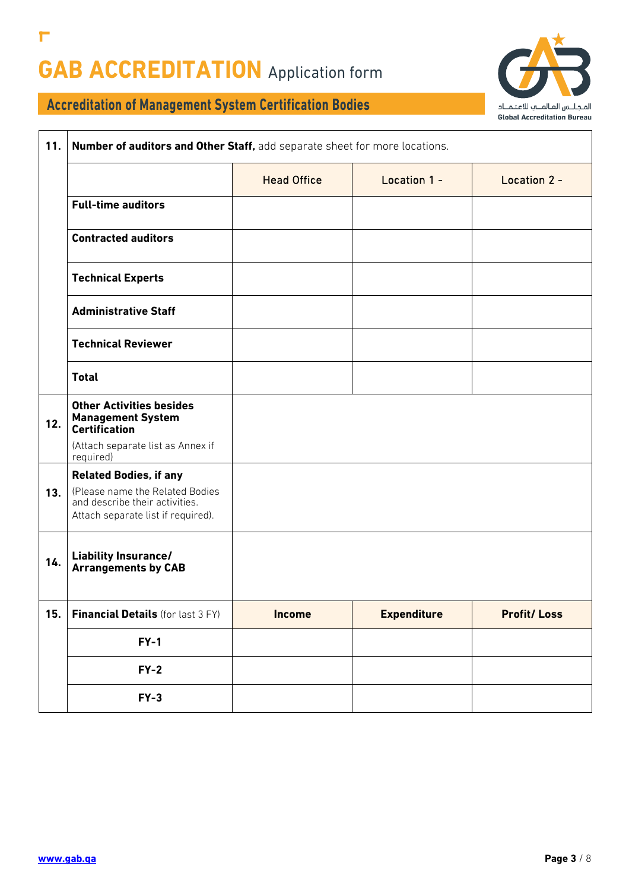# GAB ACCREDITATION Application form

## Accreditation of Management System Certification Bodies

| 11. | **Number of auditors and Other Staff,** add separate sheet for more locations. | | | |
|---|---|---|---|---|
| | | Head Office | Location 1 - | Location 2 - |
| | **Full-time auditors** | | | |
| | **Contracted auditors** | | | |
| | **Technical Experts** | | | |
| | **Administrative Staff** | | | |
| | **Technical Reviewer** | | | |
| | **Total** | | | |
| 12. | **Other Activities besides Management System Certification** (Attach separate list as Annex if required) | | | |
| 13. | **Related Bodies, if any** (Please name the Related Bodies and describe their activities. Attach separate list if required). | | | |
| 14. | **Liability Insurance/ Arrangements by CAB** | | | |
| 15. | **Financial Details** (for last 3 FY) | **Income** | **Expenditure** | **Profit/ Loss** |
| | **FY-1** | | | |
| | **FY-2** | | | |
| | **FY-3** | | | |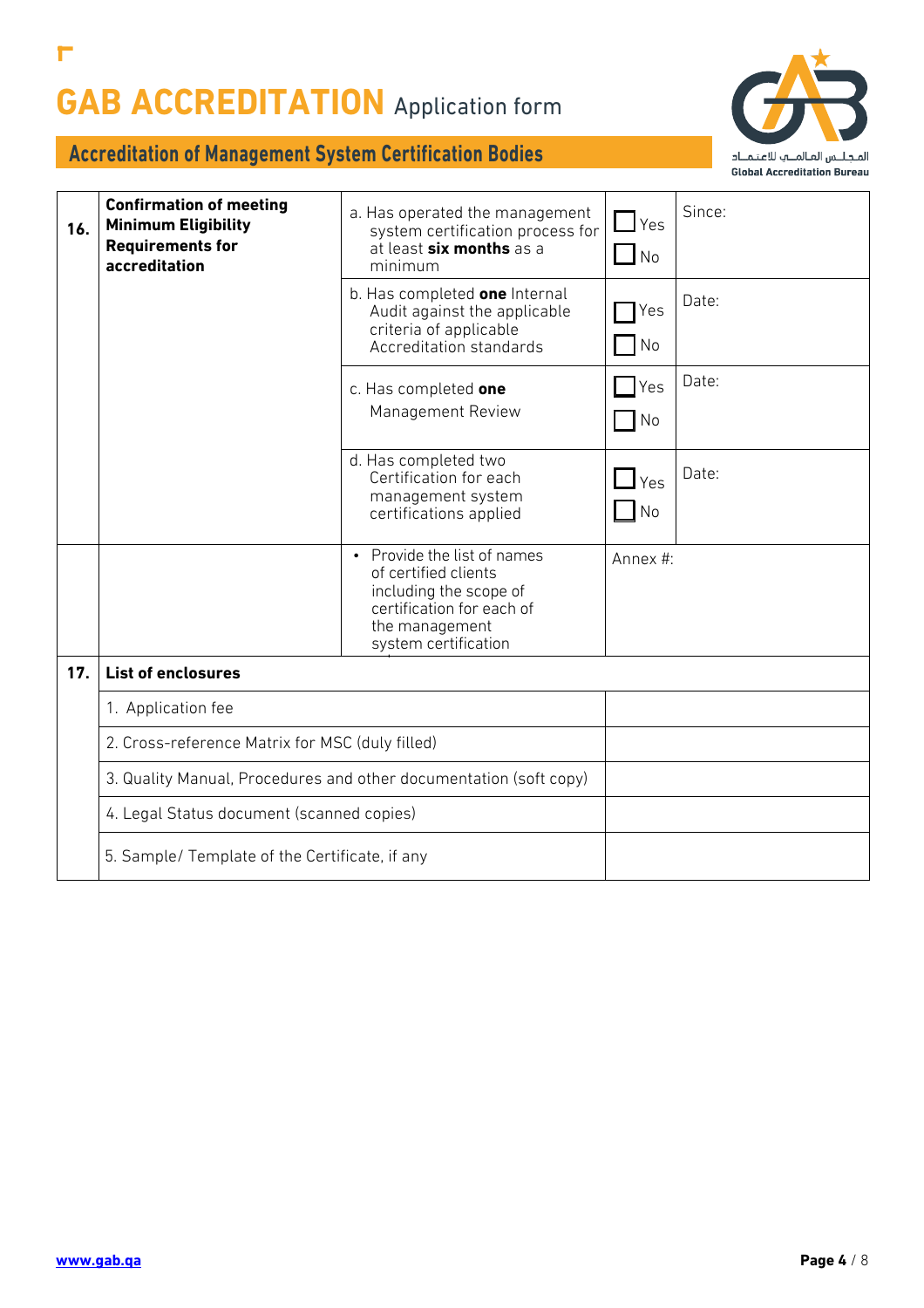# GAB ACCREDITATION Application form

## Accreditation of Management System Certification Bodies

| | | | | |
|---|---|---|---|---|
| **16.** | **Confirmation of meeting Minimum Eligibility Requirements for accreditation** | a. Has operated the management system certification process for at least **six months** as a minimum | ☐ Yes ☐ No | Since: |
| | | b. Has completed **one** Internal Audit against the applicable criteria of applicable Accreditation standards | ☐ Yes ☐ No | Date: |
| | | c. Has completed **one** Management Review | ☐ Yes ☐ No | Date: |
| | | d. Has completed two Certification for each management system certifications applied | ☐ Yes ☐ No | Date: |
| | | • Provide the list of names of certified clients including the scope of certification for each of the management system certification | Annex #: | |
| **17.** | **List of enclosures** | | | |
| | 1. Application fee | | | |
| | 2. Cross-reference Matrix for MSC (duly filled) | | | |
| | 3. Quality Manual, Procedures and other documentation (soft copy) | | | |
| | 4. Legal Status document (scanned copies) | | | |
| | 5. Sample/ Template of the Certificate, if any | | | |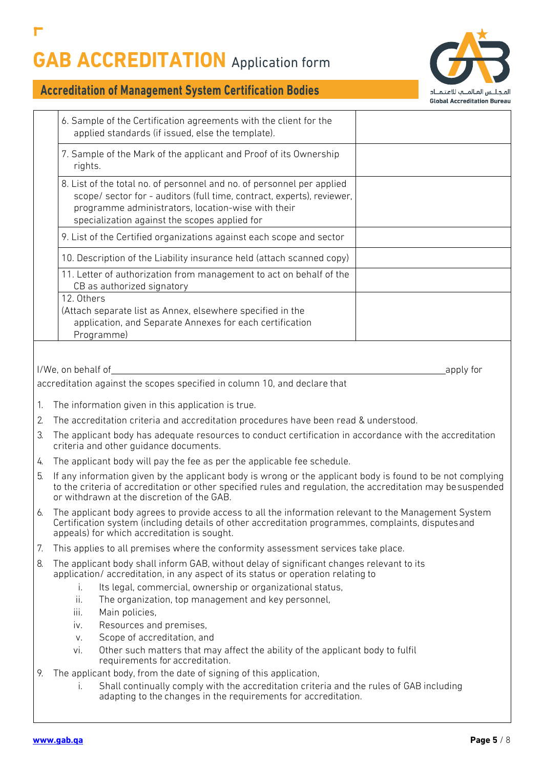| | |
|---|---|
| 6. Sample of the Certification agreements with the client for the applied standards (if issued, else the template). | |
| 7. Sample of the Mark of the applicant and Proof of its Ownership rights. | |
| 8. List of the total no. of personnel and no. of personnel per applied scope/ sector for - auditors (full time, contract, experts), reviewer, programme administrators, location-wise with their specialization against the scopes applied for | |
| 9. List of the Certified organizations against each scope and sector | |
| 10. Description of the Liability insurance held (attach scanned copy) | |
| 11. Letter of authorization from management to act on behalf of the CB as authorized signatory | |
| 12. Others (Attach separate list as Annex, elsewhere specified in the application, and Separate Annexes for each certification Programme) | |

I/We, on behalf of ____________________________________________ apply for accreditation against the scopes specified in column 10, and declare that

1. The information given in this application is true.
2. The accreditation criteria and accreditation procedures have been read & understood.
3. The applicant body has adequate resources to conduct certification in accordance with the accreditation criteria and other guidance documents.
4. The applicant body will pay the fee as per the applicable fee schedule.
5. If any information given by the applicant body is wrong or the applicant body is found to be not complying to the criteria of accreditation or other specified rules and regulation, the accreditation may be suspended or withdrawn at the discretion of the GAB.
6. The applicant body agrees to provide access to all the information relevant to the Management System Certification system (including details of other accreditation programmes, complaints, disputes and appeals) for which accreditation is sought.
7. This applies to all premises where the conformity assessment services take place.
8. The applicant body shall inform GAB, without delay of significant changes relevant to its application/ accreditation, in any aspect of its status or operation relating to
   i. Its legal, commercial, ownership or organizational status,
   ii. The organization, top management and key personnel,
   iii. Main policies,
   iv. Resources and premises,
   v. Scope of accreditation, and
   vi. Other such matters that may affect the ability of the applicant body to fulfil requirements for accreditation.
9. The applicant body, from the date of signing of this application,
   i. Shall continually comply with the accreditation criteria and the rules of GAB including adapting to the changes in the requirements for accreditation.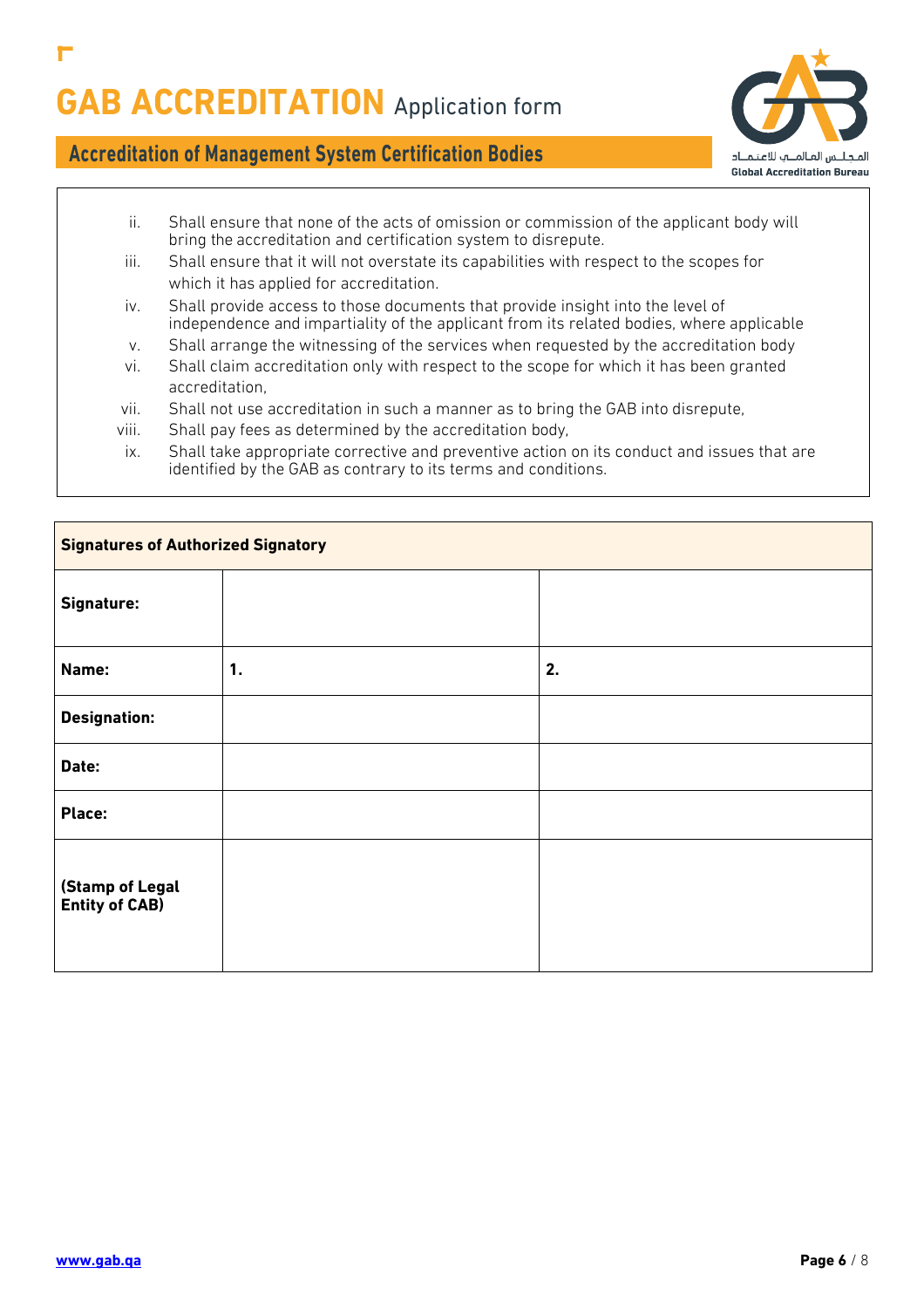ii. Shall ensure that none of the acts of omission or commission of the applicant body will bring the accreditation and certification system to disrepute.
iii. Shall ensure that it will not overstate its capabilities with respect to the scopes for which it has applied for accreditation.
iv. Shall provide access to those documents that provide insight into the level of independence and impartiality of the applicant from its related bodies, where applicable
v. Shall arrange the witnessing of the services when requested by the accreditation body
vi. Shall claim accreditation only with respect to the scope for which it has been granted accreditation,
vii. Shall not use accreditation in such a manner as to bring the GAB into disrepute,
viii. Shall pay fees as determined by the accreditation body,
ix. Shall take appropriate corrective and preventive action on its conduct and issues that are identified by the GAB as contrary to its terms and conditions.

| **Signatures of Authorized Signatory** | | |
|---|---|---|
| **Signature:** | | |
| **Name:** | **1.** | **2.** |
| **Designation:** | | |
| **Date:** | | |
| **Place:** | | |
| **(Stamp of Legal Entity of CAB)** | | |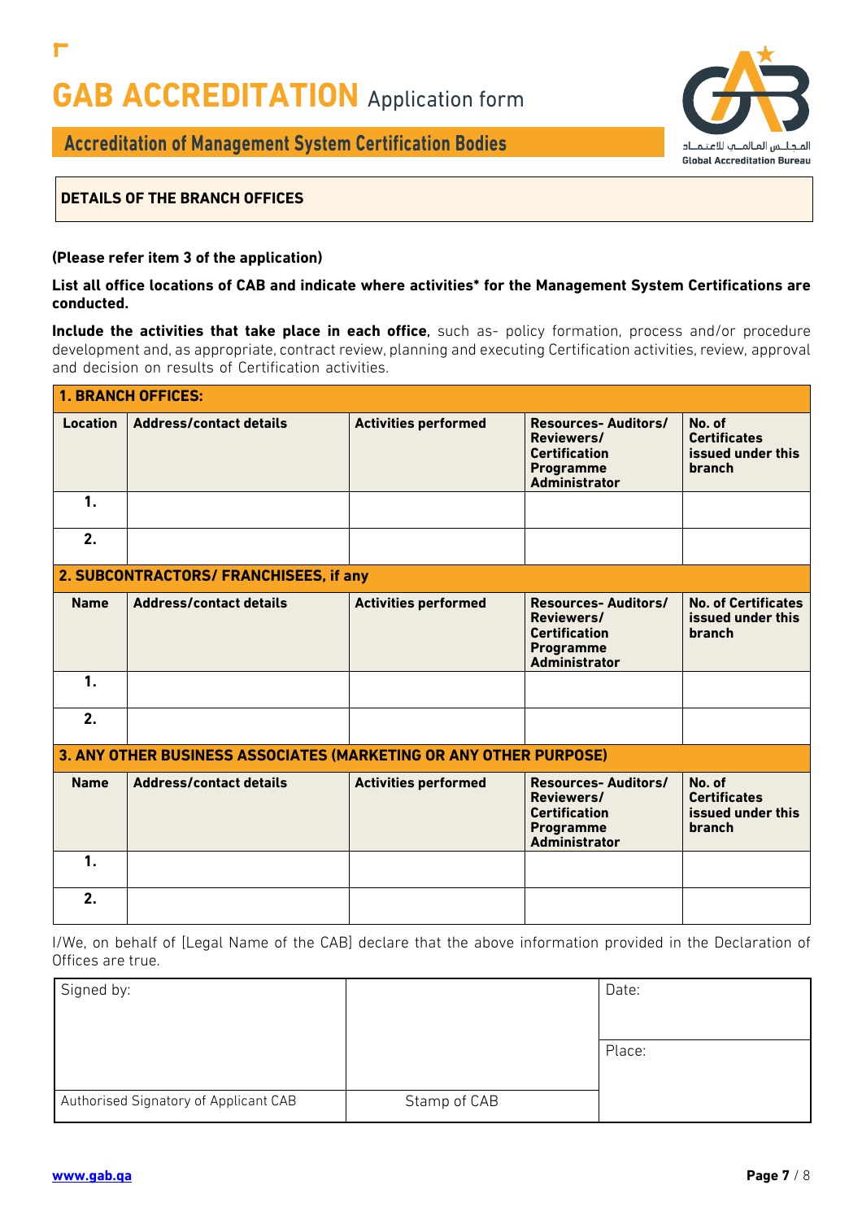# GAB ACCREDITATION Application form

## Accreditation of Management System Certification Bodies

المجلس العالمي للاعتماد
Global Accreditation Bureau

**DETAILS OF THE BRANCH OFFICES**

**(Please refer item 3 of the application)**

**List all office locations of CAB and indicate where activities* for the Management System Certifications are conducted.**

**Include the activities that take place in each office**, such as- policy formation, process and/or procedure development and, as appropriate, contract review, planning and executing Certification activities, review, approval and decision on results of Certification activities.

| **1. BRANCH OFFICES:** | | | | |
|---|---|---|---|---|
| **Location** | **Address/contact details** | **Activities performed** | **Resources- Auditors/ Reviewers/ Certification Programme Administrator** | **No. of Certificates issued under this branch** |
| **1.** | | | | |
| **2.** | | | | |
| **2. SUBCONTRACTORS/ FRANCHISEES, if any** | | | | |
| **Name** | **Address/contact details** | **Activities performed** | **Resources- Auditors/ Reviewers/ Certification Programme Administrator** | **No. of Certificates issued under this branch** |
| **1.** | | | | |
| **2.** | | | | |
| **3. ANY OTHER BUSINESS ASSOCIATES (MARKETING OR ANY OTHER PURPOSE)** | | | | |
| **Name** | **Address/contact details** | **Activities performed** | **Resources- Auditors/ Reviewers/ Certification Programme Administrator** | **No. of Certificates issued under this branch** |
| **1.** | | | | |
| **2.** | | | | |

I/We, on behalf of [Legal Name of the CAB] declare that the above information provided in the Declaration of Offices are true.

| Signed by: | | Date: |
|---|---|---|
| | | Place: |
| Authorised Signatory of Applicant CAB | Stamp of CAB | |

www.gab.qa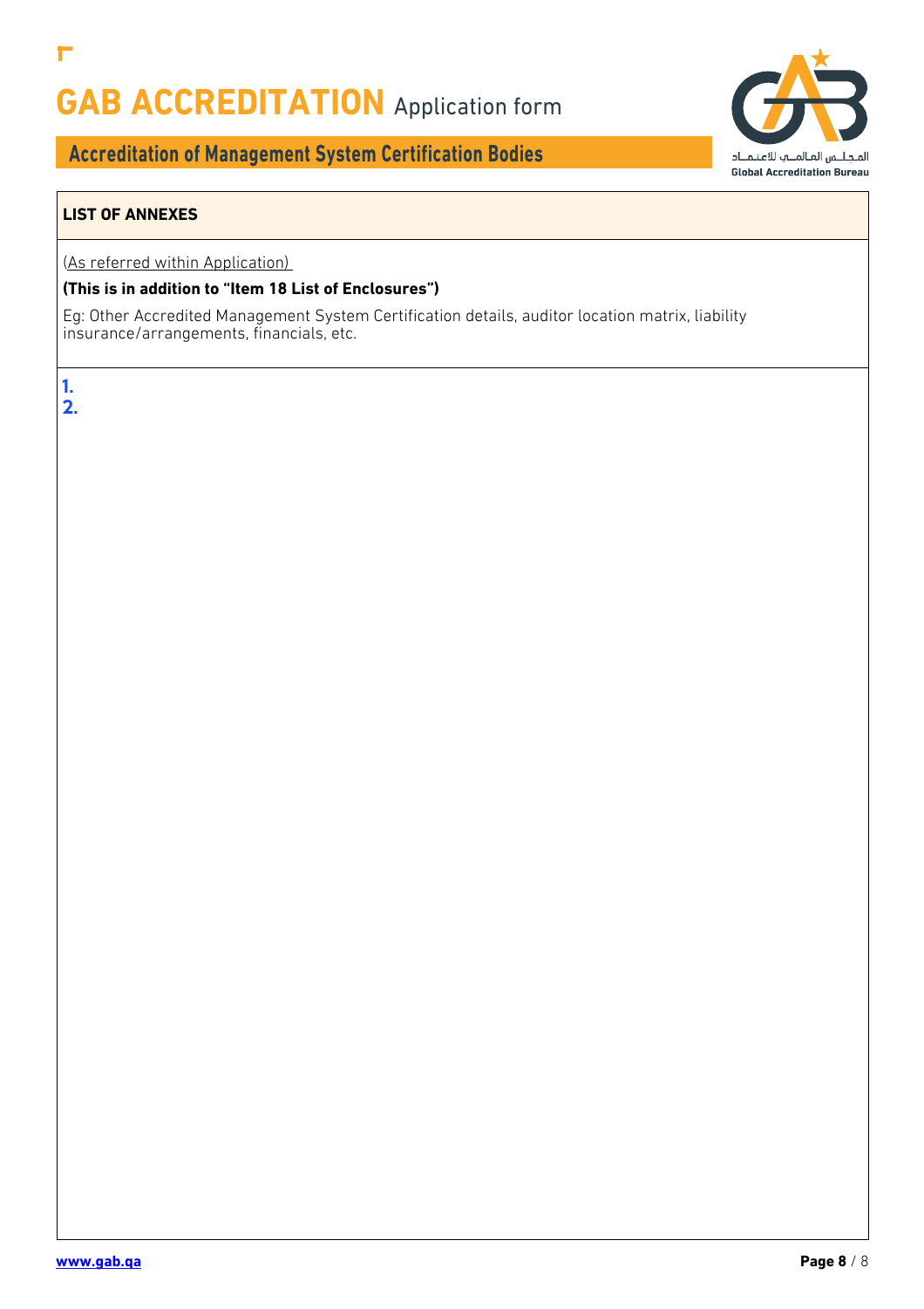# GAB ACCREDITATION Application form

## Accreditation of Management System Certification Bodies

**LIST OF ANNEXES**

(As referred within Application)

**(This is in addition to "Item 18 List of Enclosures")**

Eg: Other Accredited Management System Certification details, auditor location matrix, liability insurance/arrangements, financials, etc.

1.
2.